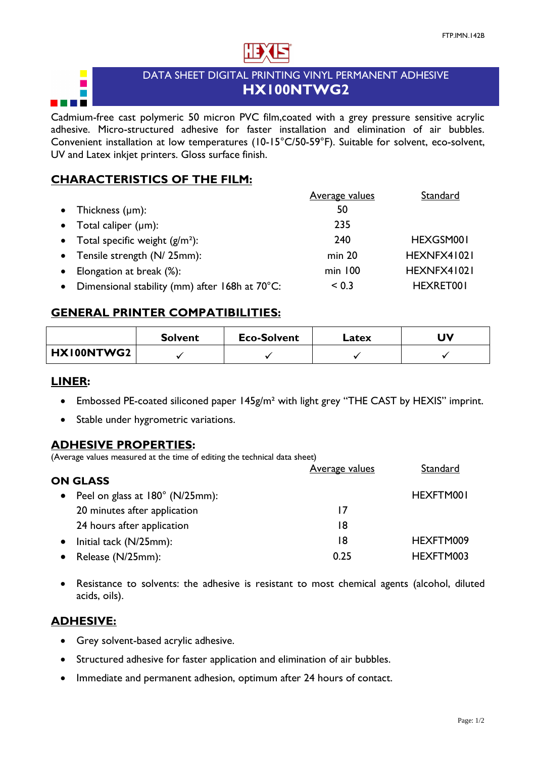# DATA SHEET DIGITAL PRINTING VINYL PERMANENT ADHESIVE

## HX100NTWG2

Cadmium-free cast polymeric 50 micron PVC film,coated with a grey pressure sensitive acrylic adhesive. Micro-structured adhesive for faster installation and elimination of air bubbles. Convenient installation at low temperatures (10-15°C/50-59°F). Suitable for solvent, eco-solvent, UV and Latex inkjet printers. Gloss surface finish.

## CHARACTERISTICS OF THE FILM:

| | Average values | Standard |
|---|---|---|
| • Thickness (µm): | 50 | |
| • Total caliper (µm): | 235 | |
| • Total specific weight (g/m²): | 240 | HEXGSM001 |
| • Tensile strength (N/ 25mm): | min 20 | HEXNFX41021 |
| • Elongation at break (%): | min 100 | HEXNFX41021 |
| • Dimensional stability (mm) after 168h at 70°C: | < 0.3 | HEXRET001 |

## GENERAL PRINTER COMPATIBILITIES:

| | Solvent | Eco-Solvent | Latex | UV |
|---|---|---|---|---|
| **HX100NTWG2** | ✓ | ✓ | ✓ | ✓ |

## LINER:

- Embossed PE-coated siliconed paper 145g/m² with light grey “THE CAST by HEXIS” imprint.
- Stable under hygrometric variations.

## ADHESIVE PROPERTIES:

(Average values measured at the time of editing the technical data sheet)

| **ON GLASS** | Average values | Standard |
|---|---|---|
| • Peel on glass at 180° (N/25mm): | | HEXFTM001 |
| 20 minutes after application | 17 | |
| 24 hours after application | 18 | |
| • Initial tack (N/25mm): | 18 | HEXFTM009 |
| • Release (N/25mm): | 0.25 | HEXFTM003 |

- Resistance to solvents: the adhesive is resistant to most chemical agents (alcohol, diluted acids, oils).

## ADHESIVE:

- Grey solvent-based acrylic adhesive.
- Structured adhesive for faster application and elimination of air bubbles.
- Immediate and permanent adhesion, optimum after 24 hours of contact.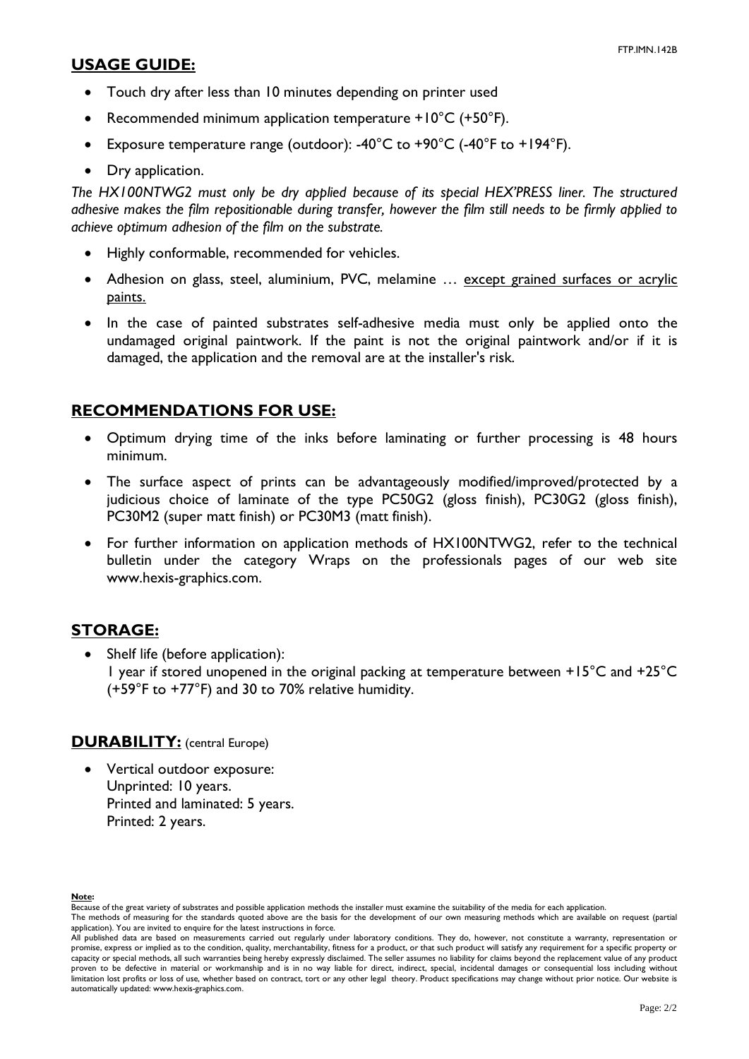## USAGE GUIDE:

- Touch dry after less than 10 minutes depending on printer used
- Recommended minimum application temperature +10°C (+50°F).
- Exposure temperature range (outdoor): -40°C to +90°C (-40°F to +194°F).
- Dry application.

*The HX100NTWG2 must only be dry applied because of its special HEX'PRESS liner. The structured adhesive makes the film repositionable during transfer, however the film still needs to be firmly applied to achieve optimum adhesion of the film on the substrate.*

- Highly conformable, recommended for vehicles.
- Adhesion on glass, steel, aluminium, PVC, melamine … except grained surfaces or acrylic paints.
- In the case of painted substrates self-adhesive media must only be applied onto the undamaged original paintwork. If the paint is not the original paintwork and/or if it is damaged, the application and the removal are at the installer's risk.

## RECOMMENDATIONS FOR USE:

- Optimum drying time of the inks before laminating or further processing is 48 hours minimum.
- The surface aspect of prints can be advantageously modified/improved/protected by a judicious choice of laminate of the type PC50G2 (gloss finish), PC30G2 (gloss finish), PC30M2 (super matt finish) or PC30M3 (matt finish).
- For further information on application methods of HX100NTWG2, refer to the technical bulletin under the category Wraps on the professionals pages of our web site www.hexis-graphics.com.

## STORAGE:

- Shelf life (before application):
  1 year if stored unopened in the original packing at temperature between +15°C and +25°C (+59°F to +77°F) and 30 to 70% relative humidity.

## DURABILITY: (central Europe)

- Vertical outdoor exposure:
  Unprinted: 10 years.
  Printed and laminated: 5 years.
  Printed: 2 years.

**Note:**
Because of the great variety of substrates and possible application methods the installer must examine the suitability of the media for each application.
The methods of measuring for the standards quoted above are the basis for the development of our own measuring methods which are available on request (partial application). You are invited to enquire for the latest instructions in force.
All published data are based on measurements carried out regularly under laboratory conditions. They do, however, not constitute a warranty, representation or promise, express or implied as to the condition, quality, merchantability, fitness for a product, or that such product will satisfy any requirement for a specific property or capacity or special methods, all such warranties being hereby expressly disclaimed. The seller assumes no liability for claims beyond the replacement value of any product proven to be defective in material or workmanship and is in no way liable for direct, indirect, special, incidental damages or consequential loss including without limitation lost profits or loss of use, whether based on contract, tort or any other legal theory. Product specifications may change without prior notice. Our website is automatically updated: www.hexis-graphics.com.